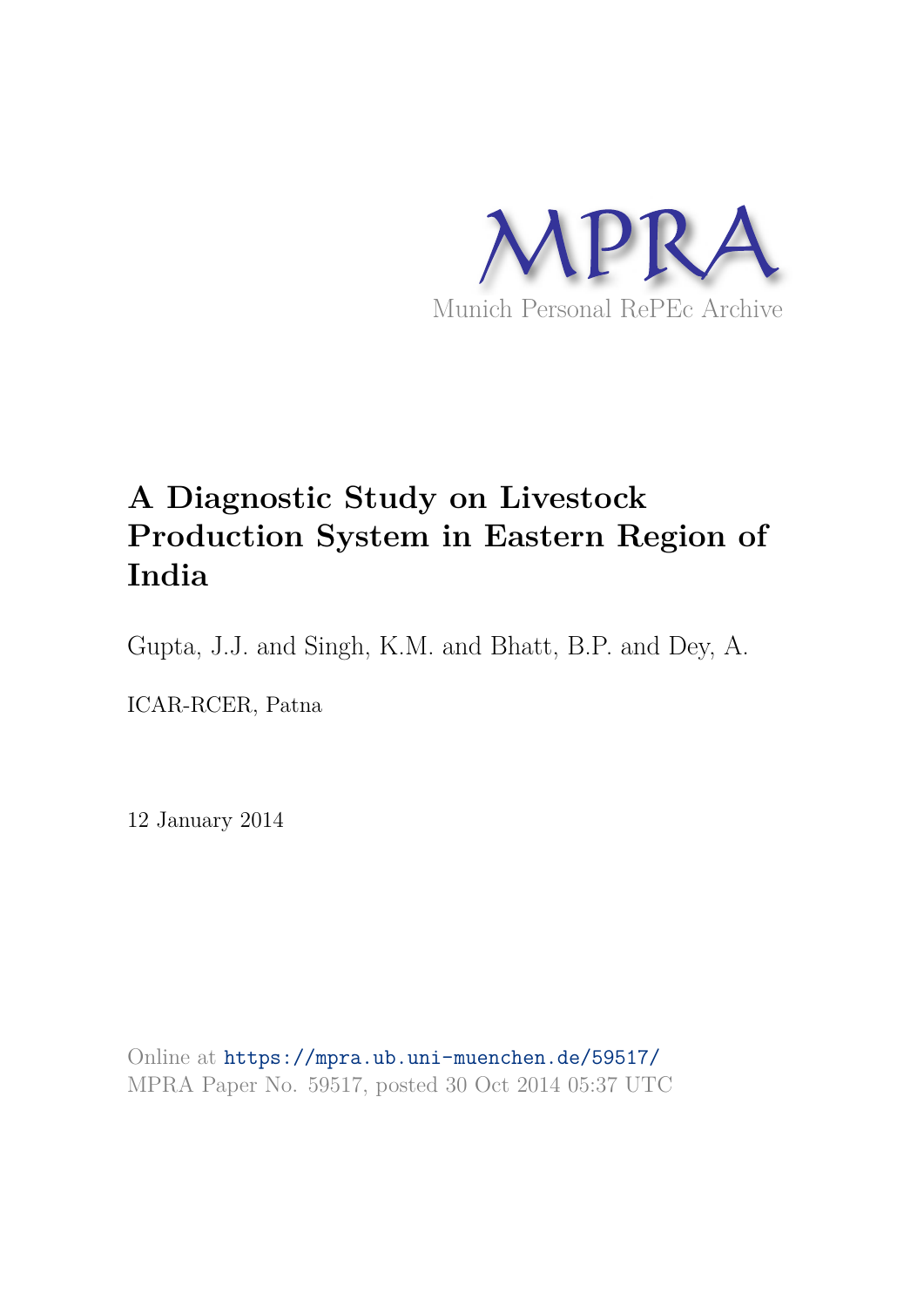MPRA

Munich Personal RePEc Archive

# A Diagnostic Study on Livestock Production System in Eastern Region of India

Gupta, J.J. and Singh, K.M. and Bhatt, B.P. and Dey, A.

ICAR-RCER, Patna

12 January 2014

Online at https://mpra.ub.uni-muenchen.de/59517/
MPRA Paper No. 59517, posted 30 Oct 2014 05:37 UTC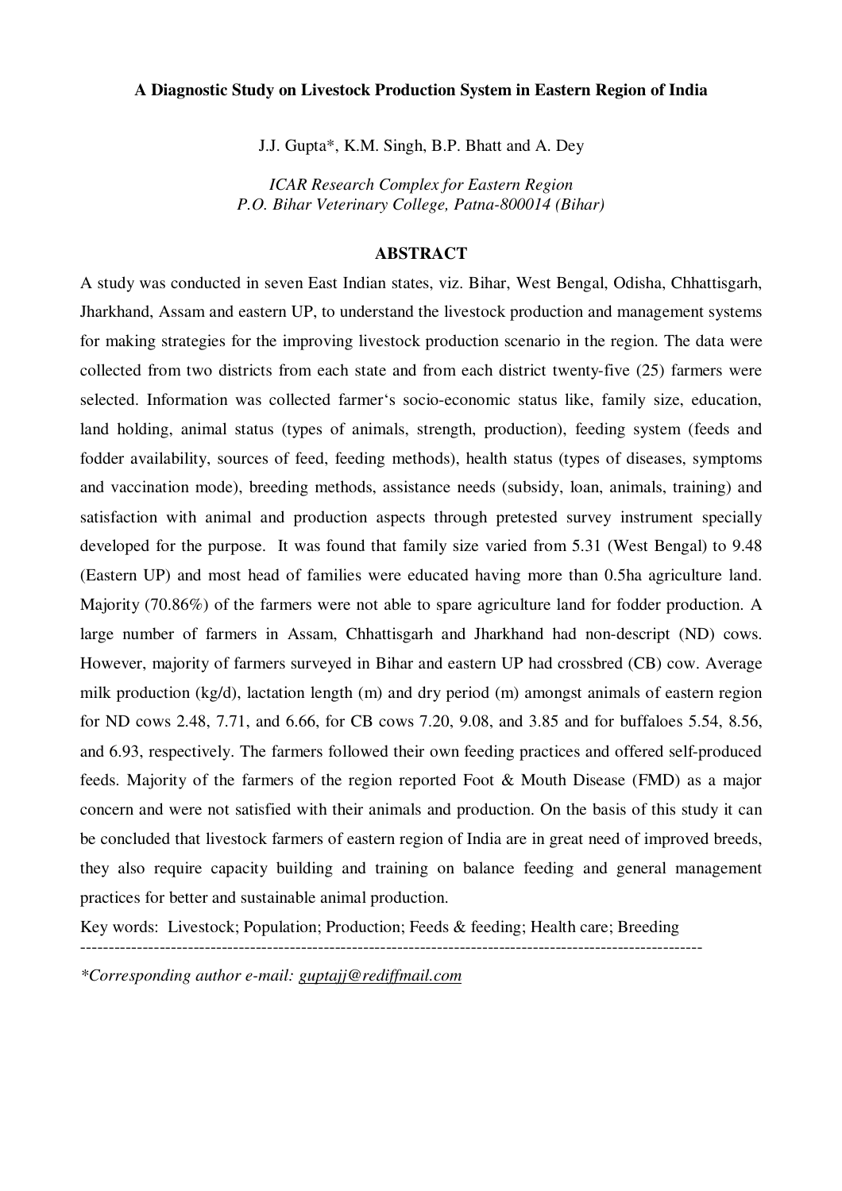# A Diagnostic Study on Livestock Production System in Eastern Region of India

J.J. Gupta*, K.M. Singh, B.P. Bhatt and A. Dey

*ICAR Research Complex for Eastern Region*
*P.O. Bihar Veterinary College, Patna-800014 (Bihar)*

## ABSTRACT

A study was conducted in seven East Indian states, viz. Bihar, West Bengal, Odisha, Chhattisgarh, Jharkhand, Assam and eastern UP, to understand the livestock production and management systems for making strategies for the improving livestock production scenario in the region. The data were collected from two districts from each state and from each district twenty-five (25) farmers were selected. Information was collected farmer's socio-economic status like, family size, education, land holding, animal status (types of animals, strength, production), feeding system (feeds and fodder availability, sources of feed, feeding methods), health status (types of diseases, symptoms and vaccination mode), breeding methods, assistance needs (subsidy, loan, animals, training) and satisfaction with animal and production aspects through pretested survey instrument specially developed for the purpose. It was found that family size varied from 5.31 (West Bengal) to 9.48 (Eastern UP) and most head of families were educated having more than 0.5ha agriculture land. Majority (70.86%) of the farmers were not able to spare agriculture land for fodder production. A large number of farmers in Assam, Chhattisgarh and Jharkhand had non-descript (ND) cows. However, majority of farmers surveyed in Bihar and eastern UP had crossbred (CB) cow. Average milk production (kg/d), lactation length (m) and dry period (m) amongst animals of eastern region for ND cows 2.48, 7.71, and 6.66, for CB cows 7.20, 9.08, and 3.85 and for buffaloes 5.54, 8.56, and 6.93, respectively. The farmers followed their own feeding practices and offered self-produced feeds. Majority of the farmers of the region reported Foot & Mouth Disease (FMD) as a major concern and were not satisfied with their animals and production. On the basis of this study it can be concluded that livestock farmers of eastern region of India are in great need of improved breeds, they also require capacity building and training on balance feeding and general management practices for better and sustainable animal production.

Key words: Livestock; Population; Production; Feeds & feeding; Health care; Breeding

---

*\*Corresponding author e-mail: guptajj@rediffmail.com*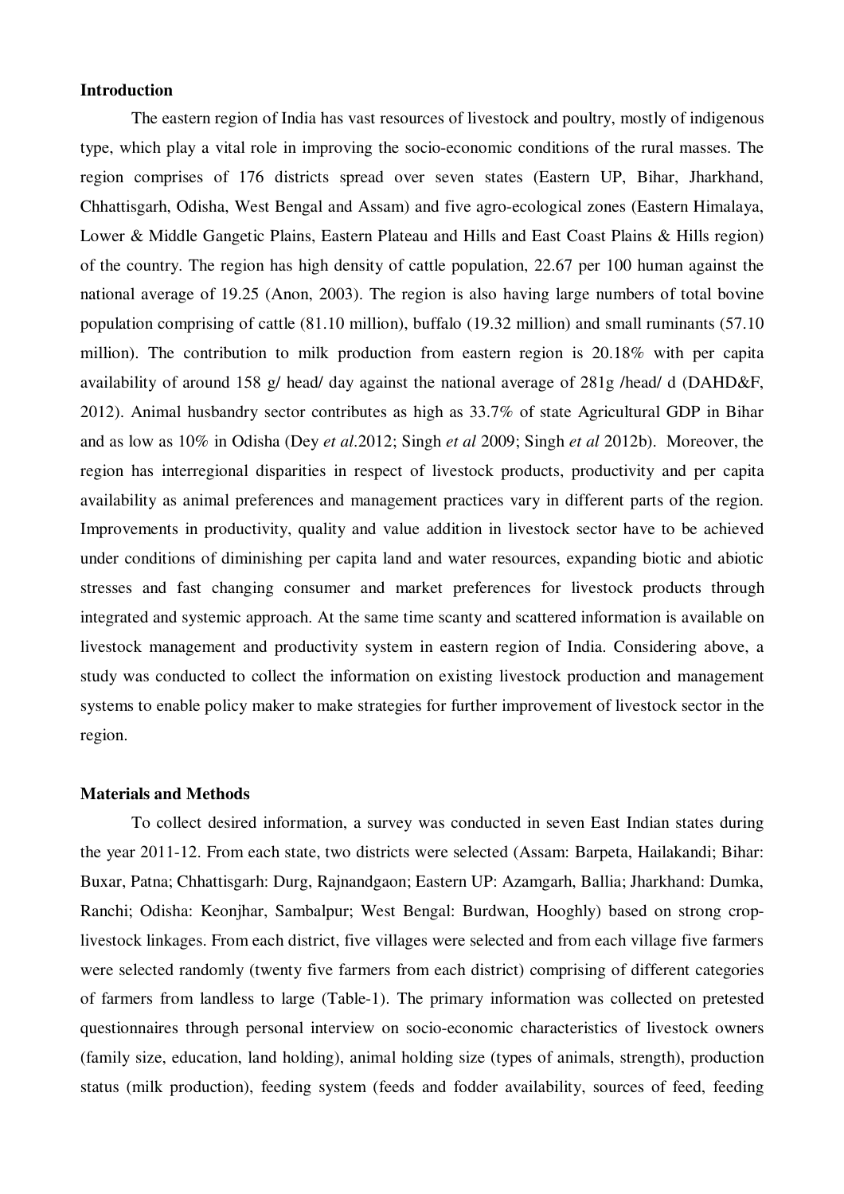**Introduction**

The eastern region of India has vast resources of livestock and poultry, mostly of indigenous type, which play a vital role in improving the socio-economic conditions of the rural masses. The region comprises of 176 districts spread over seven states (Eastern UP, Bihar, Jharkhand, Chhattisgarh, Odisha, West Bengal and Assam) and five agro-ecological zones (Eastern Himalaya, Lower & Middle Gangetic Plains, Eastern Plateau and Hills and East Coast Plains & Hills region) of the country. The region has high density of cattle population, 22.67 per 100 human against the national average of 19.25 (Anon, 2003). The region is also having large numbers of total bovine population comprising of cattle (81.10 million), buffalo (19.32 million) and small ruminants (57.10 million). The contribution to milk production from eastern region is 20.18% with per capita availability of around 158 g/ head/ day against the national average of 281g /head/ d (DAHD&F, 2012). Animal husbandry sector contributes as high as 33.7% of state Agricultural GDP in Bihar and as low as 10% in Odisha (Dey *et al*.2012; Singh *et al* 2009; Singh *et al* 2012b). Moreover, the region has interregional disparities in respect of livestock products, productivity and per capita availability as animal preferences and management practices vary in different parts of the region. Improvements in productivity, quality and value addition in livestock sector have to be achieved under conditions of diminishing per capita land and water resources, expanding biotic and abiotic stresses and fast changing consumer and market preferences for livestock products through integrated and systemic approach. At the same time scanty and scattered information is available on livestock management and productivity system in eastern region of India. Considering above, a study was conducted to collect the information on existing livestock production and management systems to enable policy maker to make strategies for further improvement of livestock sector in the region.

**Materials and Methods**

To collect desired information, a survey was conducted in seven East Indian states during the year 2011-12. From each state, two districts were selected (Assam: Barpeta, Hailakandi; Bihar: Buxar, Patna; Chhattisgarh: Durg, Rajnandgaon; Eastern UP: Azamgarh, Ballia; Jharkhand: Dumka, Ranchi; Odisha: Keonjhar, Sambalpur; West Bengal: Burdwan, Hooghly) based on strong crop-livestock linkages. From each district, five villages were selected and from each village five farmers were selected randomly (twenty five farmers from each district) comprising of different categories of farmers from landless to large (Table-1). The primary information was collected on pretested questionnaires through personal interview on socio-economic characteristics of livestock owners (family size, education, land holding), animal holding size (types of animals, strength), production status (milk production), feeding system (feeds and fodder availability, sources of feed, feeding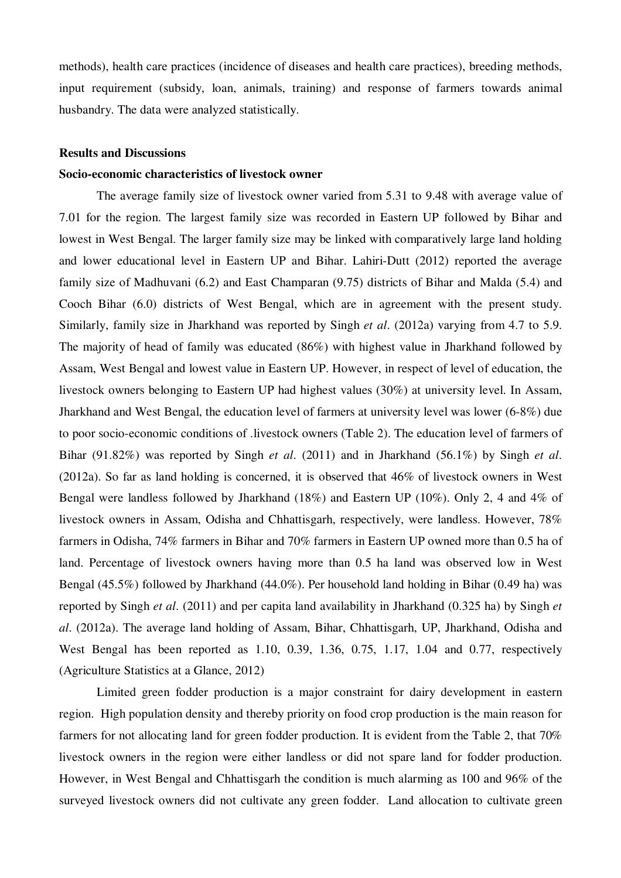methods), health care practices (incidence of diseases and health care practices), breeding methods, input requirement (subsidy, loan, animals, training) and response of farmers towards animal husbandry. The data were analyzed statistically.

## Results and Discussions

### Socio-economic characteristics of livestock owner

The average family size of livestock owner varied from 5.31 to 9.48 with average value of 7.01 for the region. The largest family size was recorded in Eastern UP followed by Bihar and lowest in West Bengal. The larger family size may be linked with comparatively large land holding and lower educational level in Eastern UP and Bihar. Lahiri-Dutt (2012) reported the average family size of Madhuvani (6.2) and East Champaran (9.75) districts of Bihar and Malda (5.4) and Cooch Bihar (6.0) districts of West Bengal, which are in agreement with the present study. Similarly, family size in Jharkhand was reported by Singh *et al*. (2012a) varying from 4.7 to 5.9. The majority of head of family was educated (86%) with highest value in Jharkhand followed by Assam, West Bengal and lowest value in Eastern UP. However, in respect of level of education, the livestock owners belonging to Eastern UP had highest values (30%) at university level. In Assam, Jharkhand and West Bengal, the education level of farmers at university level was lower (6-8%) due to poor socio-economic conditions of .livestock owners (Table 2). The education level of farmers of Bihar (91.82%) was reported by Singh *et al*. (2011) and in Jharkhand (56.1%) by Singh *et al*. (2012a). So far as land holding is concerned, it is observed that 46% of livestock owners in West Bengal were landless followed by Jharkhand (18%) and Eastern UP (10%). Only 2, 4 and 4% of livestock owners in Assam, Odisha and Chhattisgarh, respectively, were landless. However, 78% farmers in Odisha, 74% farmers in Bihar and 70% farmers in Eastern UP owned more than 0.5 ha of land. Percentage of livestock owners having more than 0.5 ha land was observed low in West Bengal (45.5%) followed by Jharkhand (44.0%). Per household land holding in Bihar (0.49 ha) was reported by Singh *et al*. (2011) and per capita land availability in Jharkhand (0.325 ha) by Singh *et al*. (2012a). The average land holding of Assam, Bihar, Chhattisgarh, UP, Jharkhand, Odisha and West Bengal has been reported as 1.10, 0.39, 1.36, 0.75, 1.17, 1.04 and 0.77, respectively (Agriculture Statistics at a Glance, 2012)

Limited green fodder production is a major constraint for dairy development in eastern region. High population density and thereby priority on food crop production is the main reason for farmers for not allocating land for green fodder production. It is evident from the Table 2, that 70% livestock owners in the region were either landless or did not spare land for fodder production. However, in West Bengal and Chhattisgarh the condition is much alarming as 100 and 96% of the surveyed livestock owners did not cultivate any green fodder. Land allocation to cultivate green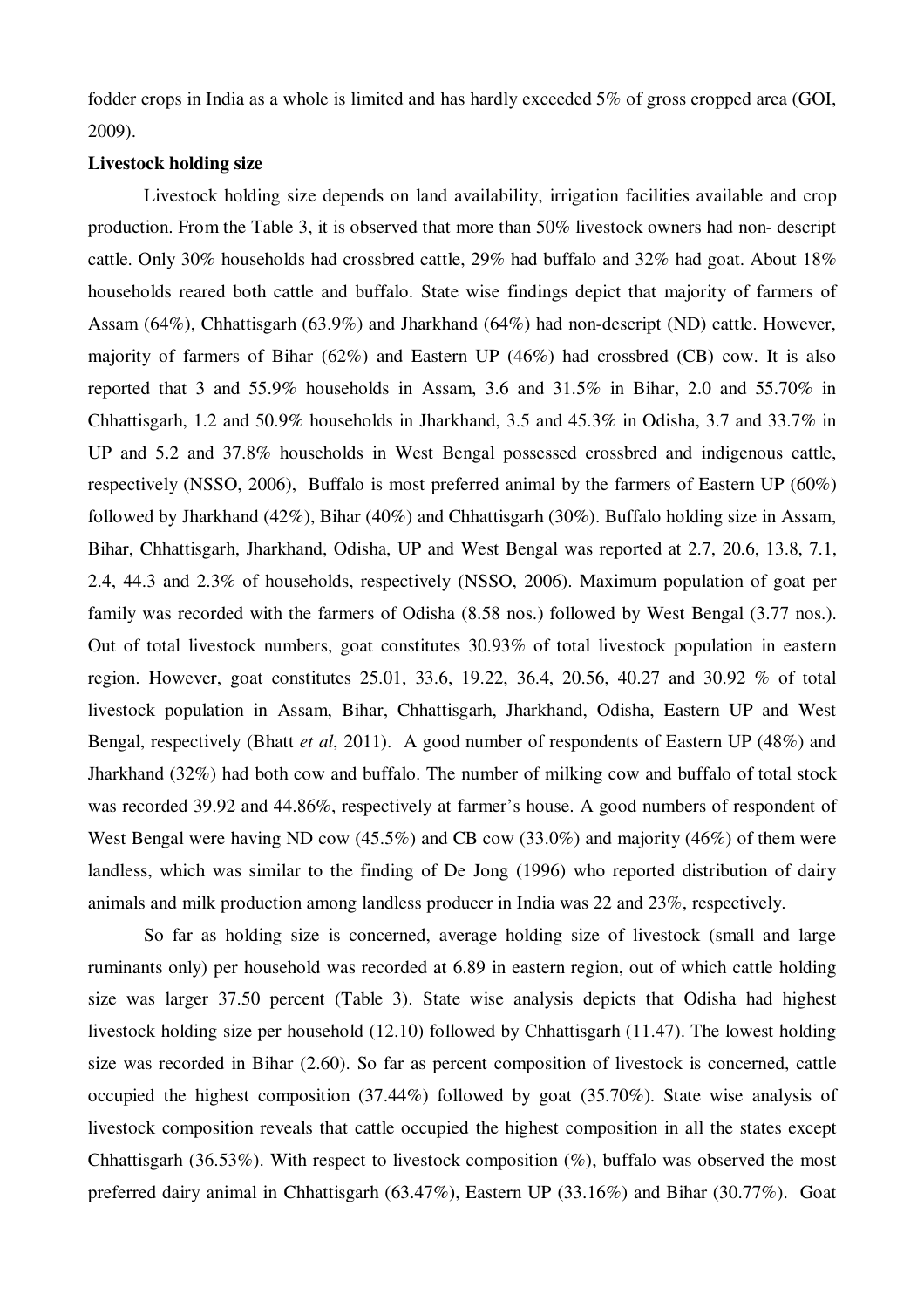fodder crops in India as a whole is limited and has hardly exceeded 5% of gross cropped area (GOI, 2009).

**Livestock holding size**

Livestock holding size depends on land availability, irrigation facilities available and crop production. From the Table 3, it is observed that more than 50% livestock owners had non- descript cattle. Only 30% households had crossbred cattle, 29% had buffalo and 32% had goat. About 18% households reared both cattle and buffalo. State wise findings depict that majority of farmers of Assam (64%), Chhattisgarh (63.9%) and Jharkhand (64%) had non-descript (ND) cattle. However, majority of farmers of Bihar (62%) and Eastern UP (46%) had crossbred (CB) cow. It is also reported that 3 and 55.9% households in Assam, 3.6 and 31.5% in Bihar, 2.0 and 55.70% in Chhattisgarh, 1.2 and 50.9% households in Jharkhand, 3.5 and 45.3% in Odisha, 3.7 and 33.7% in UP and 5.2 and 37.8% households in West Bengal possessed crossbred and indigenous cattle, respectively (NSSO, 2006), Buffalo is most preferred animal by the farmers of Eastern UP (60%) followed by Jharkhand (42%), Bihar (40%) and Chhattisgarh (30%). Buffalo holding size in Assam, Bihar, Chhattisgarh, Jharkhand, Odisha, UP and West Bengal was reported at 2.7, 20.6, 13.8, 7.1, 2.4, 44.3 and 2.3% of households, respectively (NSSO, 2006). Maximum population of goat per family was recorded with the farmers of Odisha (8.58 nos.) followed by West Bengal (3.77 nos.). Out of total livestock numbers, goat constitutes 30.93% of total livestock population in eastern region. However, goat constitutes 25.01, 33.6, 19.22, 36.4, 20.56, 40.27 and 30.92 % of total livestock population in Assam, Bihar, Chhattisgarh, Jharkhand, Odisha, Eastern UP and West Bengal, respectively (Bhatt *et al*, 2011). A good number of respondents of Eastern UP (48%) and Jharkhand (32%) had both cow and buffalo. The number of milking cow and buffalo of total stock was recorded 39.92 and 44.86%, respectively at farmer's house. A good numbers of respondent of West Bengal were having ND cow (45.5%) and CB cow (33.0%) and majority (46%) of them were landless, which was similar to the finding of De Jong (1996) who reported distribution of dairy animals and milk production among landless producer in India was 22 and 23%, respectively.

So far as holding size is concerned, average holding size of livestock (small and large ruminants only) per household was recorded at 6.89 in eastern region, out of which cattle holding size was larger 37.50 percent (Table 3). State wise analysis depicts that Odisha had highest livestock holding size per household (12.10) followed by Chhattisgarh (11.47). The lowest holding size was recorded in Bihar (2.60). So far as percent composition of livestock is concerned, cattle occupied the highest composition (37.44%) followed by goat (35.70%). State wise analysis of livestock composition reveals that cattle occupied the highest composition in all the states except Chhattisgarh (36.53%). With respect to livestock composition (%), buffalo was observed the most preferred dairy animal in Chhattisgarh (63.47%), Eastern UP (33.16%) and Bihar (30.77%). Goat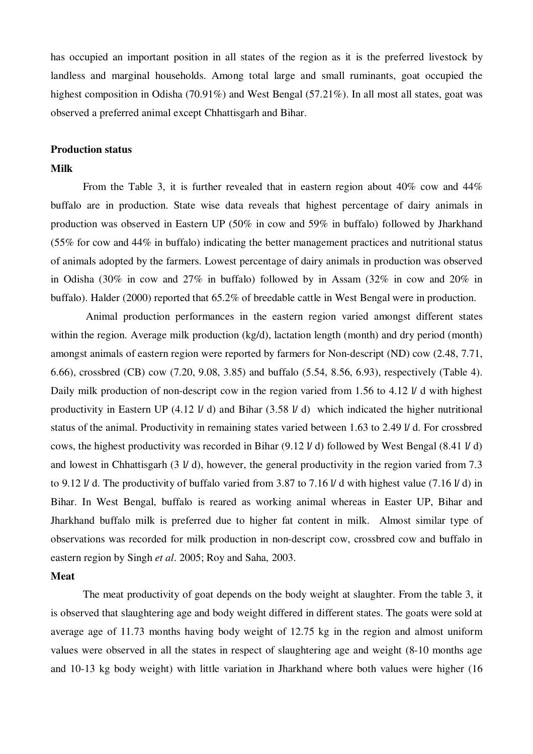has occupied an important position in all states of the region as it is the preferred livestock by landless and marginal households. Among total large and small ruminants, goat occupied the highest composition in Odisha (70.91%) and West Bengal (57.21%). In all most all states, goat was observed a preferred animal except Chhattisgarh and Bihar.

## Production status

### Milk

From the Table 3, it is further revealed that in eastern region about 40% cow and 44% buffalo are in production. State wise data reveals that highest percentage of dairy animals in production was observed in Eastern UP (50% in cow and 59% in buffalo) followed by Jharkhand (55% for cow and 44% in buffalo) indicating the better management practices and nutritional status of animals adopted by the farmers. Lowest percentage of dairy animals in production was observed in Odisha (30% in cow and 27% in buffalo) followed by in Assam (32% in cow and 20% in buffalo). Halder (2000) reported that 65.2% of breedable cattle in West Bengal were in production.

Animal production performances in the eastern region varied amongst different states within the region. Average milk production (kg/d), lactation length (month) and dry period (month) amongst animals of eastern region were reported by farmers for Non-descript (ND) cow (2.48, 7.71, 6.66), crossbred (CB) cow (7.20, 9.08, 3.85) and buffalo (5.54, 8.56, 6.93), respectively (Table 4). Daily milk production of non-descript cow in the region varied from 1.56 to 4.12 l/ d with highest productivity in Eastern UP (4.12 l/ d) and Bihar (3.58 l/ d) which indicated the higher nutritional status of the animal. Productivity in remaining states varied between 1.63 to 2.49 l/ d. For crossbred cows, the highest productivity was recorded in Bihar (9.12 l/ d) followed by West Bengal (8.41 l/ d) and lowest in Chhattisgarh (3 l/ d), however, the general productivity in the region varied from 7.3 to 9.12 l/ d. The productivity of buffalo varied from 3.87 to 7.16 l/ d with highest value (7.16 l/ d) in Bihar. In West Bengal, buffalo is reared as working animal whereas in Easter UP, Bihar and Jharkhand buffalo milk is preferred due to higher fat content in milk. Almost similar type of observations was recorded for milk production in non-descript cow, crossbred cow and buffalo in eastern region by Singh *et al*. 2005; Roy and Saha, 2003.

### Meat

The meat productivity of goat depends on the body weight at slaughter. From the table 3, it is observed that slaughtering age and body weight differed in different states. The goats were sold at average age of 11.73 months having body weight of 12.75 kg in the region and almost uniform values were observed in all the states in respect of slaughtering age and weight (8-10 months age and 10-13 kg body weight) with little variation in Jharkhand where both values were higher (16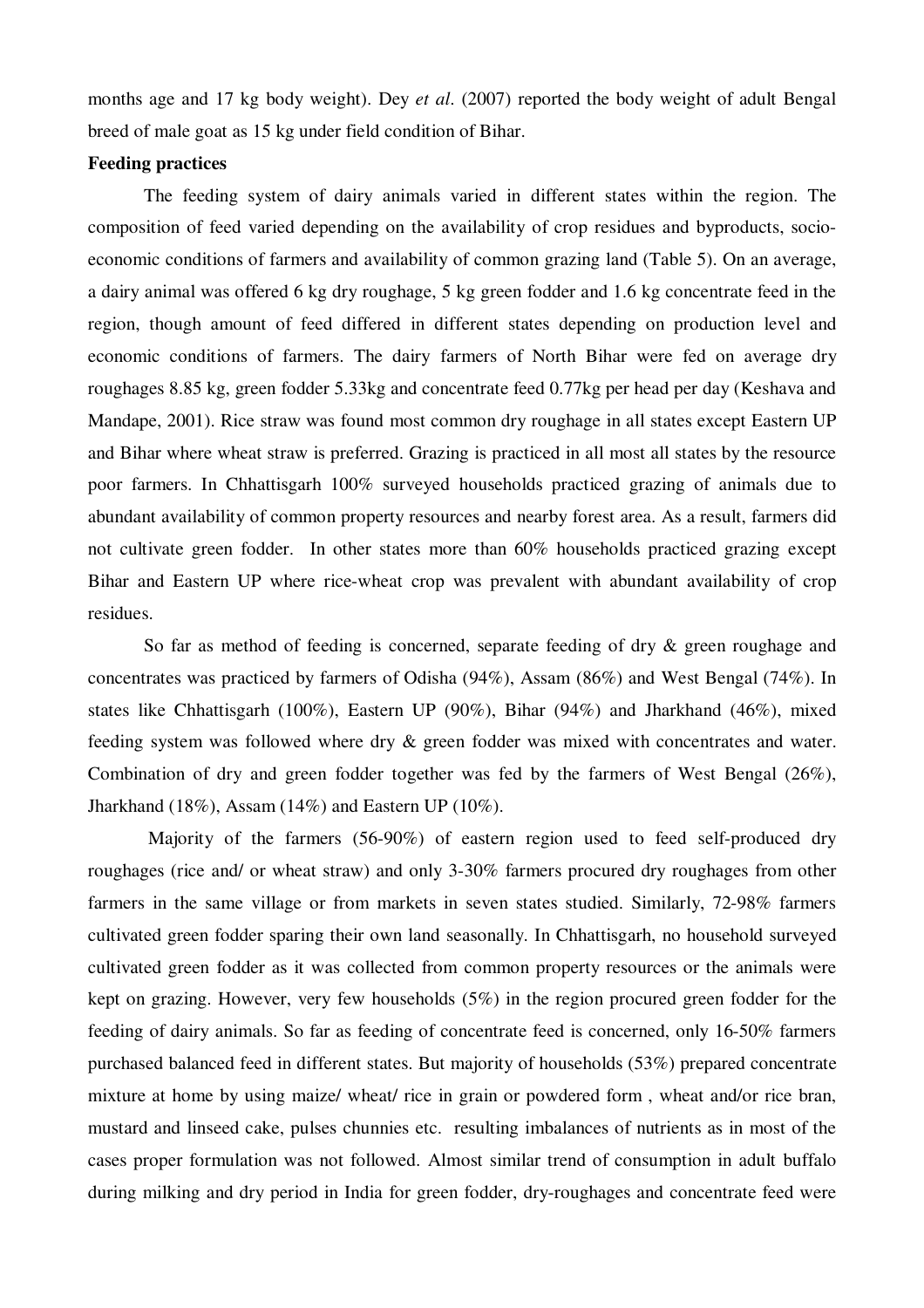months age and 17 kg body weight). Dey *et al*. (2007) reported the body weight of adult Bengal breed of male goat as 15 kg under field condition of Bihar.

**Feeding practices**

The feeding system of dairy animals varied in different states within the region. The composition of feed varied depending on the availability of crop residues and byproducts, socio-economic conditions of farmers and availability of common grazing land (Table 5). On an average, a dairy animal was offered 6 kg dry roughage, 5 kg green fodder and 1.6 kg concentrate feed in the region, though amount of feed differed in different states depending on production level and economic conditions of farmers. The dairy farmers of North Bihar were fed on average dry roughages 8.85 kg, green fodder 5.33kg and concentrate feed 0.77kg per head per day (Keshava and Mandape, 2001). Rice straw was found most common dry roughage in all states except Eastern UP and Bihar where wheat straw is preferred. Grazing is practiced in all most all states by the resource poor farmers. In Chhattisgarh 100% surveyed households practiced grazing of animals due to abundant availability of common property resources and nearby forest area. As a result, farmers did not cultivate green fodder. In other states more than 60% households practiced grazing except Bihar and Eastern UP where rice-wheat crop was prevalent with abundant availability of crop residues.

So far as method of feeding is concerned, separate feeding of dry & green roughage and concentrates was practiced by farmers of Odisha (94%), Assam (86%) and West Bengal (74%). In states like Chhattisgarh (100%), Eastern UP (90%), Bihar (94%) and Jharkhand (46%), mixed feeding system was followed where dry & green fodder was mixed with concentrates and water. Combination of dry and green fodder together was fed by the farmers of West Bengal (26%), Jharkhand (18%), Assam (14%) and Eastern UP (10%).

Majority of the farmers (56-90%) of eastern region used to feed self-produced dry roughages (rice and/ or wheat straw) and only 3-30% farmers procured dry roughages from other farmers in the same village or from markets in seven states studied. Similarly, 72-98% farmers cultivated green fodder sparing their own land seasonally. In Chhattisgarh, no household surveyed cultivated green fodder as it was collected from common property resources or the animals were kept on grazing. However, very few households (5%) in the region procured green fodder for the feeding of dairy animals. So far as feeding of concentrate feed is concerned, only 16-50% farmers purchased balanced feed in different states. But majority of households (53%) prepared concentrate mixture at home by using maize/ wheat/ rice in grain or powdered form , wheat and/or rice bran, mustard and linseed cake, pulses chunnies etc. resulting imbalances of nutrients as in most of the cases proper formulation was not followed. Almost similar trend of consumption in adult buffalo during milking and dry period in India for green fodder, dry-roughages and concentrate feed were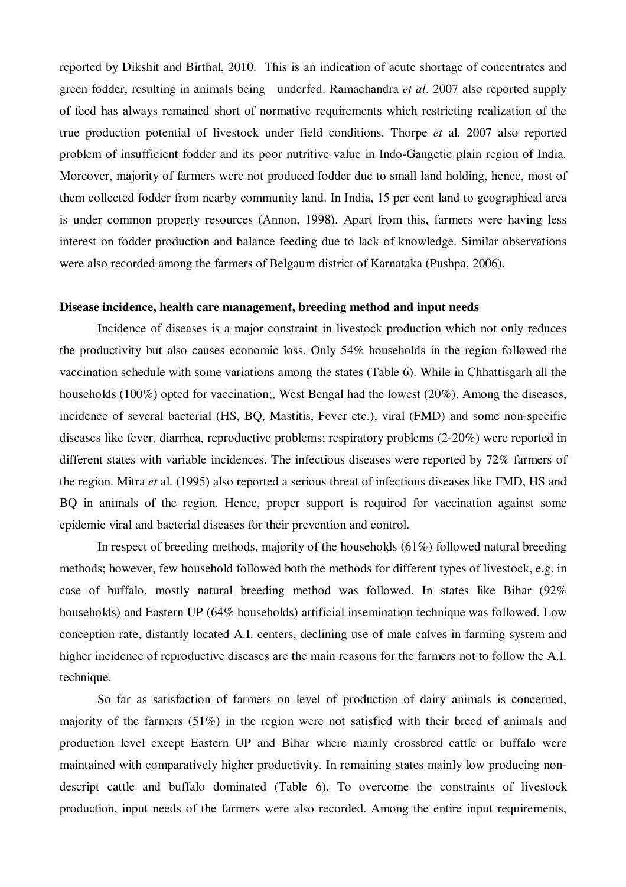reported by Dikshit and Birthal, 2010. This is an indication of acute shortage of concentrates and green fodder, resulting in animals being underfed. Ramachandra *et al*. 2007 also reported supply of feed has always remained short of normative requirements which restricting realization of the true production potential of livestock under field conditions. Thorpe *et* al. 2007 also reported problem of insufficient fodder and its poor nutritive value in Indo-Gangetic plain region of India. Moreover, majority of farmers were not produced fodder due to small land holding, hence, most of them collected fodder from nearby community land. In India, 15 per cent land to geographical area is under common property resources (Annon, 1998). Apart from this, farmers were having less interest on fodder production and balance feeding due to lack of knowledge. Similar observations were also recorded among the farmers of Belgaum district of Karnataka (Pushpa, 2006).

**Disease incidence, health care management, breeding method and input needs**

Incidence of diseases is a major constraint in livestock production which not only reduces the productivity but also causes economic loss. Only 54% households in the region followed the vaccination schedule with some variations among the states (Table 6). While in Chhattisgarh all the households (100%) opted for vaccination;, West Bengal had the lowest (20%). Among the diseases, incidence of several bacterial (HS, BQ, Mastitis, Fever etc.), viral (FMD) and some non-specific diseases like fever, diarrhea, reproductive problems; respiratory problems (2-20%) were reported in different states with variable incidences. The infectious diseases were reported by 72% farmers of the region. Mitra *et* al. (1995) also reported a serious threat of infectious diseases like FMD, HS and BQ in animals of the region. Hence, proper support is required for vaccination against some epidemic viral and bacterial diseases for their prevention and control.

In respect of breeding methods, majority of the households (61%) followed natural breeding methods; however, few household followed both the methods for different types of livestock, e.g. in case of buffalo, mostly natural breeding method was followed. In states like Bihar (92% households) and Eastern UP (64% households) artificial insemination technique was followed. Low conception rate, distantly located A.I. centers, declining use of male calves in farming system and higher incidence of reproductive diseases are the main reasons for the farmers not to follow the A.I. technique.

So far as satisfaction of farmers on level of production of dairy animals is concerned, majority of the farmers (51%) in the region were not satisfied with their breed of animals and production level except Eastern UP and Bihar where mainly crossbred cattle or buffalo were maintained with comparatively higher productivity. In remaining states mainly low producing non-descript cattle and buffalo dominated (Table 6). To overcome the constraints of livestock production, input needs of the farmers were also recorded. Among the entire input requirements,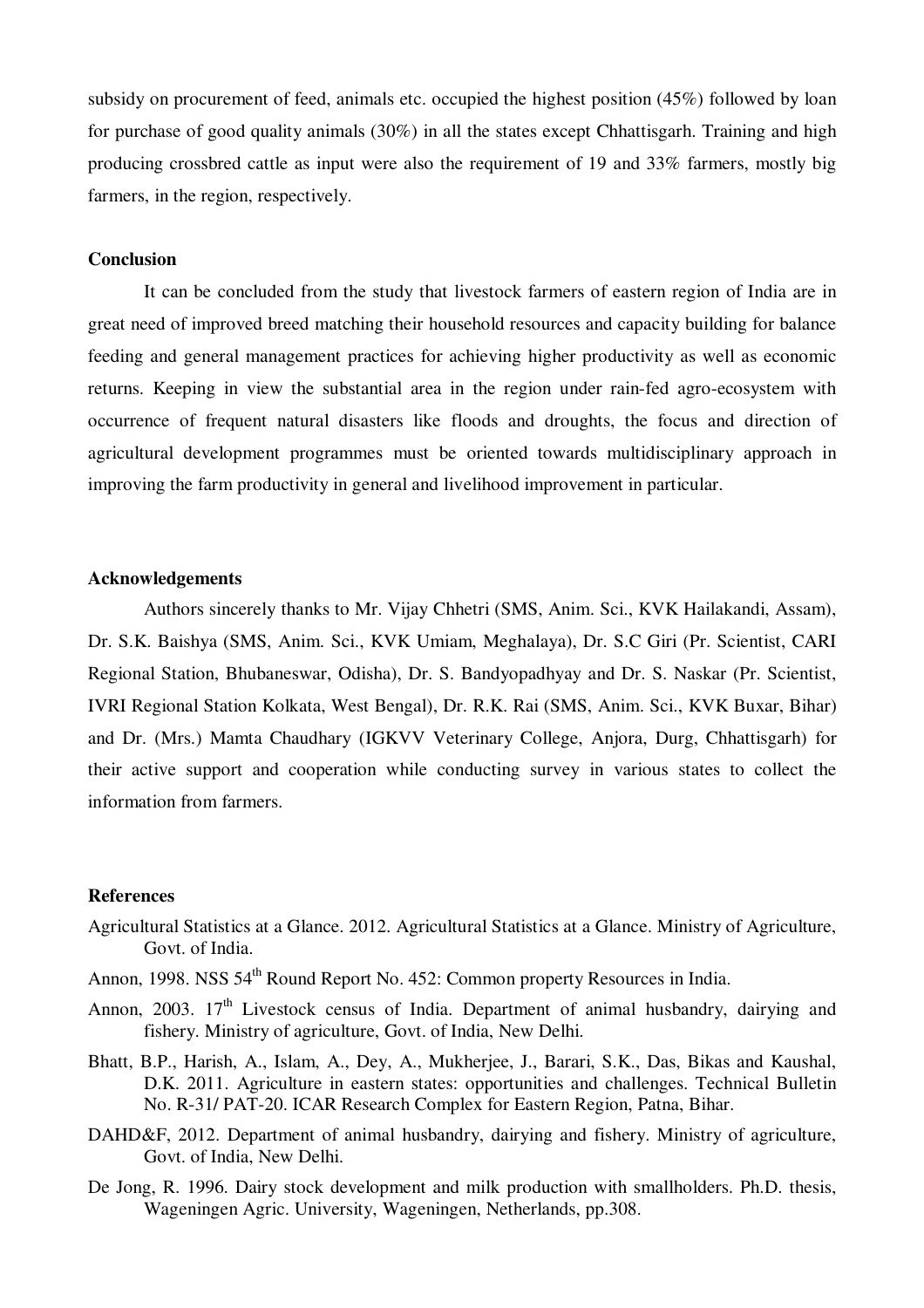subsidy on procurement of feed, animals etc. occupied the highest position (45%) followed by loan for purchase of good quality animals (30%) in all the states except Chhattisgarh. Training and high producing crossbred cattle as input were also the requirement of 19 and 33% farmers, mostly big farmers, in the region, respectively.

## Conclusion

It can be concluded from the study that livestock farmers of eastern region of India are in great need of improved breed matching their household resources and capacity building for balance feeding and general management practices for achieving higher productivity as well as economic returns. Keeping in view the substantial area in the region under rain-fed agro-ecosystem with occurrence of frequent natural disasters like floods and droughts, the focus and direction of agricultural development programmes must be oriented towards multidisciplinary approach in improving the farm productivity in general and livelihood improvement in particular.

## Acknowledgements

Authors sincerely thanks to Mr. Vijay Chhetri (SMS, Anim. Sci., KVK Hailakandi, Assam), Dr. S.K. Baishya (SMS, Anim. Sci., KVK Umiam, Meghalaya), Dr. S.C Giri (Pr. Scientist, CARI Regional Station, Bhubaneswar, Odisha), Dr. S. Bandyopadhyay and Dr. S. Naskar (Pr. Scientist, IVRI Regional Station Kolkata, West Bengal), Dr. R.K. Rai (SMS, Anim. Sci., KVK Buxar, Bihar) and Dr. (Mrs.) Mamta Chaudhary (IGKVV Veterinary College, Anjora, Durg, Chhattisgarh) for their active support and cooperation while conducting survey in various states to collect the information from farmers.

## References

Agricultural Statistics at a Glance. 2012. Agricultural Statistics at a Glance. Ministry of Agriculture, Govt. of India.

Annon, 1998. NSS 54th Round Report No. 452: Common property Resources in India.

Annon, 2003. 17th Livestock census of India. Department of animal husbandry, dairying and fishery. Ministry of agriculture, Govt. of India, New Delhi.

Bhatt, B.P., Harish, A., Islam, A., Dey, A., Mukherjee, J., Barari, S.K., Das, Bikas and Kaushal, D.K. 2011. Agriculture in eastern states: opportunities and challenges. Technical Bulletin No. R-31/ PAT-20. ICAR Research Complex for Eastern Region, Patna, Bihar.

DAHD&F, 2012. Department of animal husbandry, dairying and fishery. Ministry of agriculture, Govt. of India, New Delhi.

De Jong, R. 1996. Dairy stock development and milk production with smallholders. Ph.D. thesis, Wageningen Agric. University, Wageningen, Netherlands, pp.308.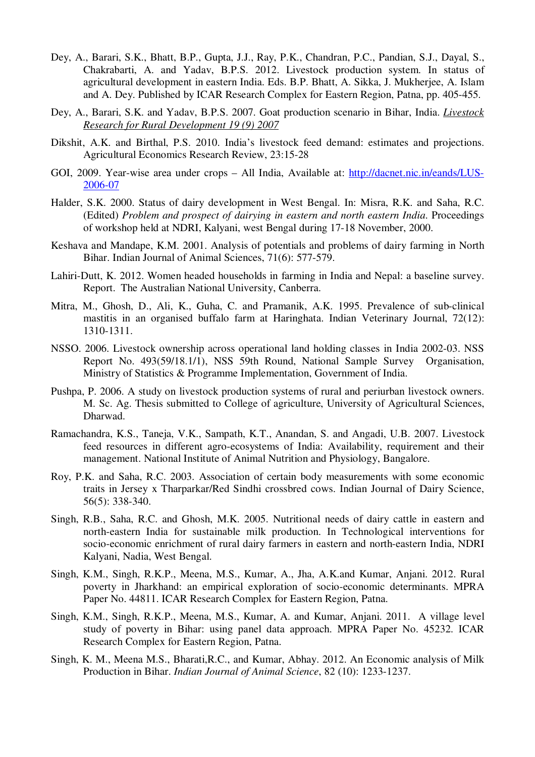Dey, A., Barari, S.K., Bhatt, B.P., Gupta, J.J., Ray, P.K., Chandran, P.C., Pandian, S.J., Dayal, S., Chakrabarti, A. and Yadav, B.P.S. 2012. Livestock production system. In status of agricultural development in eastern India. Eds. B.P. Bhatt, A. Sikka, J. Mukherjee, A. Islam and A. Dey. Published by ICAR Research Complex for Eastern Region, Patna, pp. 405-455.

Dey, A., Barari, S.K. and Yadav, B.P.S. 2007. Goat production scenario in Bihar, India. *Livestock Research for Rural Development 19 (9) 2007*

Dikshit, A.K. and Birthal, P.S. 2010. India's livestock feed demand: estimates and projections. Agricultural Economics Research Review, 23:15-28

GOI, 2009. Year-wise area under crops – All India, Available at: http://dacnet.nic.in/eands/LUS-2006-07

Halder, S.K. 2000. Status of dairy development in West Bengal. In: Misra, R.K. and Saha, R.C. (Edited) *Problem and prospect of dairying in eastern and north eastern India.* Proceedings of workshop held at NDRI, Kalyani, west Bengal during 17-18 November, 2000.

Keshava and Mandape, K.M. 2001. Analysis of potentials and problems of dairy farming in North Bihar. Indian Journal of Animal Sciences, 71(6): 577-579.

Lahiri-Dutt, K. 2012. Women headed households in farming in India and Nepal: a baseline survey. Report. The Australian National University, Canberra.

Mitra, M., Ghosh, D., Ali, K., Guha, C. and Pramanik, A.K. 1995. Prevalence of sub-clinical mastitis in an organised buffalo farm at Haringhata. Indian Veterinary Journal, 72(12): 1310-1311.

NSSO. 2006. Livestock ownership across operational land holding classes in India 2002-03. NSS Report No. 493(59/18.1/1), NSS 59th Round, National Sample Survey Organisation, Ministry of Statistics & Programme Implementation, Government of India.

Pushpa, P. 2006. A study on livestock production systems of rural and periurban livestock owners. M. Sc. Ag. Thesis submitted to College of agriculture, University of Agricultural Sciences, Dharwad.

Ramachandra, K.S., Taneja, V.K., Sampath, K.T., Anandan, S. and Angadi, U.B. 2007. Livestock feed resources in different agro-ecosystems of India: Availability, requirement and their management. National Institute of Animal Nutrition and Physiology, Bangalore.

Roy, P.K. and Saha, R.C. 2003. Association of certain body measurements with some economic traits in Jersey x Tharparkar/Red Sindhi crossbred cows. Indian Journal of Dairy Science, 56(5): 338-340.

Singh, R.B., Saha, R.C. and Ghosh, M.K. 2005. Nutritional needs of dairy cattle in eastern and north-eastern India for sustainable milk production. In Technological interventions for socio-economic enrichment of rural dairy farmers in eastern and north-eastern India, NDRI Kalyani, Nadia, West Bengal.

Singh, K.M., Singh, R.K.P., Meena, M.S., Kumar, A., Jha, A.K.and Kumar, Anjani. 2012. Rural poverty in Jharkhand: an empirical exploration of socio-economic determinants. MPRA Paper No. 44811. ICAR Research Complex for Eastern Region, Patna.

Singh, K.M., Singh, R.K.P., Meena, M.S., Kumar, A. and Kumar, Anjani. 2011. A village level study of poverty in Bihar: using panel data approach. MPRA Paper No. 45232. ICAR Research Complex for Eastern Region, Patna.

Singh, K. M., Meena M.S., Bharati,R.C., and Kumar, Abhay. 2012. An Economic analysis of Milk Production in Bihar. *Indian Journal of Animal Science*, 82 (10): 1233-1237.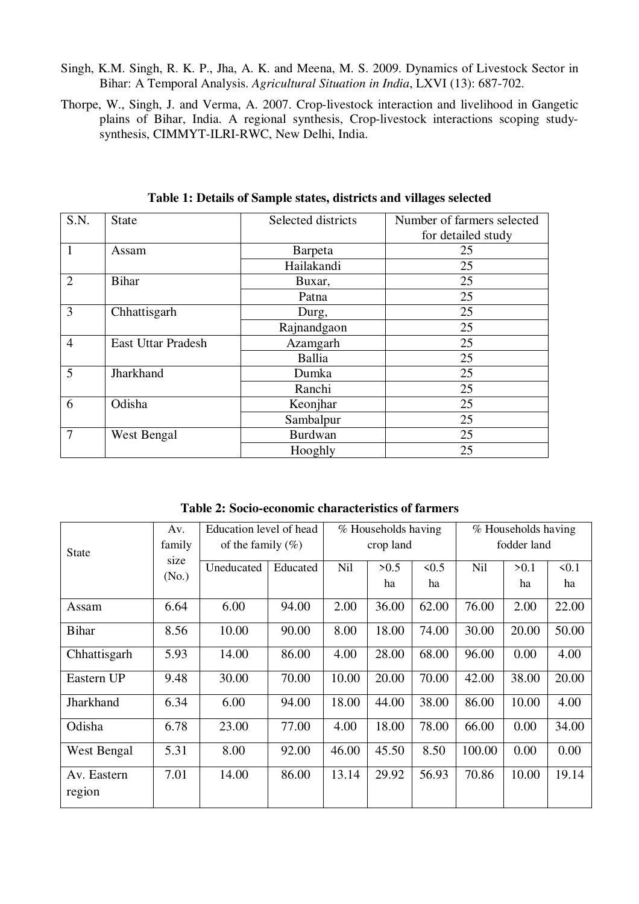Singh, K.M. Singh, R. K. P., Jha, A. K. and Meena, M. S. 2009. Dynamics of Livestock Sector in Bihar: A Temporal Analysis. *Agricultural Situation in India*, LXVI (13): 687-702.

Thorpe, W., Singh, J. and Verma, A. 2007. Crop-livestock interaction and livelihood in Gangetic plains of Bihar, India. A regional synthesis, Crop-livestock interactions scoping study-synthesis, CIMMYT-ILRI-RWC, New Delhi, India.

**Table 1: Details of Sample states, districts and villages selected**

| S.N. | State | Selected districts | Number of farmers selected for detailed study |
|---|---|---|---|
| 1 | Assam | Barpeta | 25 |
| | | Hailakandi | 25 |
| 2 | Bihar | Buxar, | 25 |
| | | Patna | 25 |
| 3 | Chhattisgarh | Durg, | 25 |
| | | Rajnandgaon | 25 |
| 4 | East Uttar Pradesh | Azamgarh | 25 |
| | | Ballia | 25 |
| 5 | Jharkhand | Dumka | 25 |
| | | Ranchi | 25 |
| 6 | Odisha | Keonjhar | 25 |
| | | Sambalpur | 25 |
| 7 | West Bengal | Burdwan | 25 |
| | | Hooghly | 25 |

**Table 2: Socio-economic characteristics of farmers**

| State | Av. family size (No.) | Education level of head of the family (%) | | % Households having crop land | | | % Households having fodder land | | |
|---|---|---|---|---|---|---|---|---|---|
| | | Uneducated | Educated | Nil | >0.5 ha | <0.5 ha | Nil | >0.1 ha | <0.1 ha |
| Assam | 6.64 | 6.00 | 94.00 | 2.00 | 36.00 | 62.00 | 76.00 | 2.00 | 22.00 |
| Bihar | 8.56 | 10.00 | 90.00 | 8.00 | 18.00 | 74.00 | 30.00 | 20.00 | 50.00 |
| Chhattisgarh | 5.93 | 14.00 | 86.00 | 4.00 | 28.00 | 68.00 | 96.00 | 0.00 | 4.00 |
| Eastern UP | 9.48 | 30.00 | 70.00 | 10.00 | 20.00 | 70.00 | 42.00 | 38.00 | 20.00 |
| Jharkhand | 6.34 | 6.00 | 94.00 | 18.00 | 44.00 | 38.00 | 86.00 | 10.00 | 4.00 |
| Odisha | 6.78 | 23.00 | 77.00 | 4.00 | 18.00 | 78.00 | 66.00 | 0.00 | 34.00 |
| West Bengal | 5.31 | 8.00 | 92.00 | 46.00 | 45.50 | 8.50 | 100.00 | 0.00 | 0.00 |
| Av. Eastern region | 7.01 | 14.00 | 86.00 | 13.14 | 29.92 | 56.93 | 70.86 | 10.00 | 19.14 |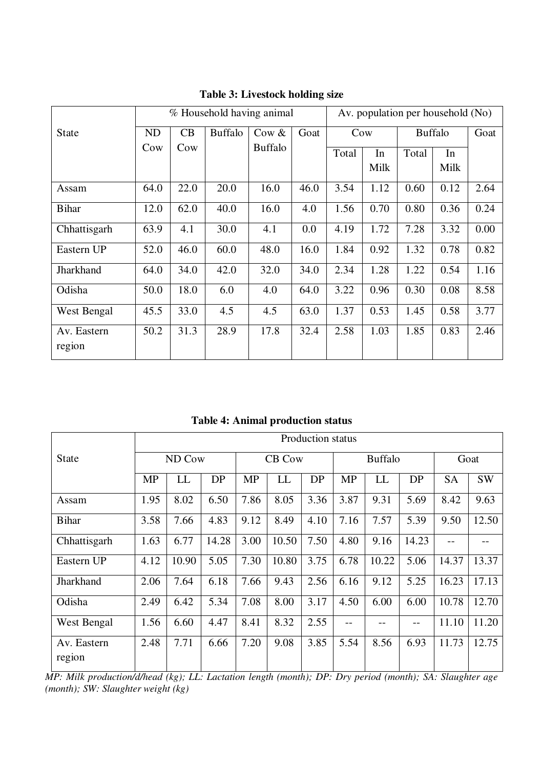**Table 3: Livestock holding size**

| State | % Household having animal | | | | | Av. population per household (No) | | | | |
|---|---|---|---|---|---|---|---|---|---|---|
| | ND Cow | CB Cow | Buffalo | Cow & Buffalo | Goat | Cow | | Buffalo | | Goat |
| | | | | | | Total | In Milk | Total | In Milk | |
| Assam | 64.0 | 22.0 | 20.0 | 16.0 | 46.0 | 3.54 | 1.12 | 0.60 | 0.12 | 2.64 |
| Bihar | 12.0 | 62.0 | 40.0 | 16.0 | 4.0 | 1.56 | 0.70 | 0.80 | 0.36 | 0.24 |
| Chhattisgarh | 63.9 | 4.1 | 30.0 | 4.1 | 0.0 | 4.19 | 1.72 | 7.28 | 3.32 | 0.00 |
| Eastern UP | 52.0 | 46.0 | 60.0 | 48.0 | 16.0 | 1.84 | 0.92 | 1.32 | 0.78 | 0.82 |
| Jharkhand | 64.0 | 34.0 | 42.0 | 32.0 | 34.0 | 2.34 | 1.28 | 1.22 | 0.54 | 1.16 |
| Odisha | 50.0 | 18.0 | 6.0 | 4.0 | 64.0 | 3.22 | 0.96 | 0.30 | 0.08 | 8.58 |
| West Bengal | 45.5 | 33.0 | 4.5 | 4.5 | 63.0 | 1.37 | 0.53 | 1.45 | 0.58 | 3.77 |
| Av. Eastern region | 50.2 | 31.3 | 28.9 | 17.8 | 32.4 | 2.58 | 1.03 | 1.85 | 0.83 | 2.46 |

**Table 4: Animal production status**

| State | Production status | | | | | | | | | | |
|---|---|---|---|---|---|---|---|---|---|---|---|
| | ND Cow | | | CB Cow | | | Buffalo | | | Goat | |
| | MP | LL | DP | MP | LL | DP | MP | LL | DP | SA | SW |
| Assam | 1.95 | 8.02 | 6.50 | 7.86 | 8.05 | 3.36 | 3.87 | 9.31 | 5.69 | 8.42 | 9.63 |
| Bihar | 3.58 | 7.66 | 4.83 | 9.12 | 8.49 | 4.10 | 7.16 | 7.57 | 5.39 | 9.50 | 12.50 |
| Chhattisgarh | 1.63 | 6.77 | 14.28 | 3.00 | 10.50 | 7.50 | 4.80 | 9.16 | 14.23 | -- | -- |
| Eastern UP | 4.12 | 10.90 | 5.05 | 7.30 | 10.80 | 3.75 | 6.78 | 10.22 | 5.06 | 14.37 | 13.37 |
| Jharkhand | 2.06 | 7.64 | 6.18 | 7.66 | 9.43 | 2.56 | 6.16 | 9.12 | 5.25 | 16.23 | 17.13 |
| Odisha | 2.49 | 6.42 | 5.34 | 7.08 | 8.00 | 3.17 | 4.50 | 6.00 | 6.00 | 10.78 | 12.70 |
| West Bengal | 1.56 | 6.60 | 4.47 | 8.41 | 8.32 | 2.55 | -- | -- | -- | 11.10 | 11.20 |
| Av. Eastern region | 2.48 | 7.71 | 6.66 | 7.20 | 9.08 | 3.85 | 5.54 | 8.56 | 6.93 | 11.73 | 12.75 |

*MP: Milk production/d/head (kg); LL: Lactation length (month); DP: Dry period (month); SA: Slaughter age (month); SW: Slaughter weight (kg)*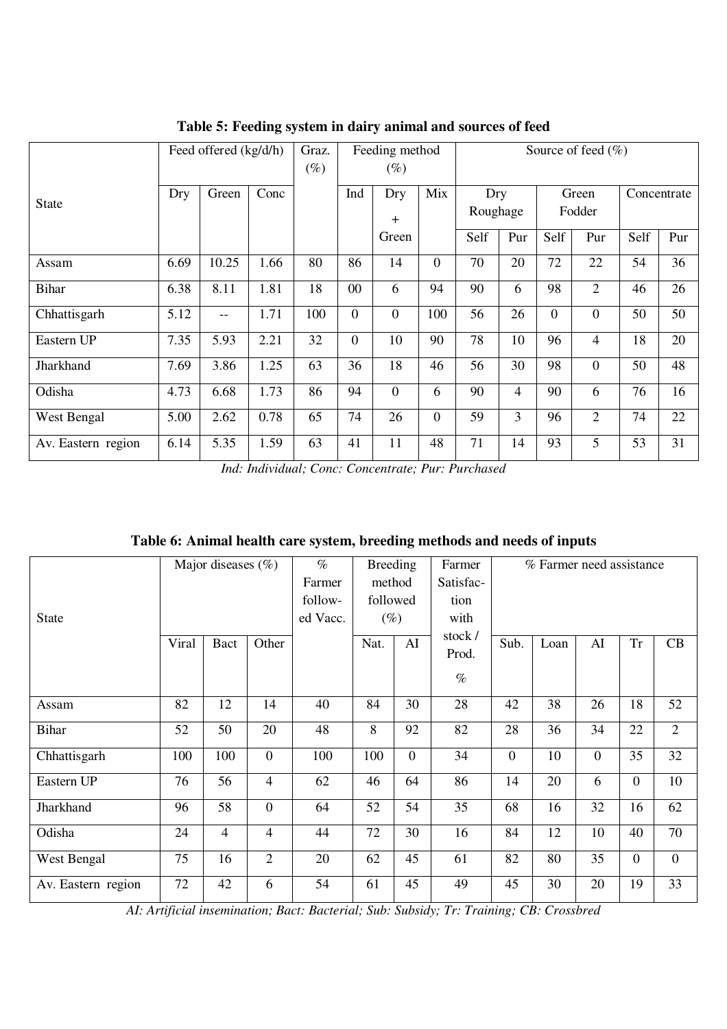**Table 5: Feeding system in dairy animal and sources of feed**

| State | Feed offered (kg/d/h) | | | Graz. (%) | Feeding method (%) | | | Source of feed (%) | | | | | |
|---|---|---|---|---|---|---|---|---|---|---|---|---|---|
| | Dry | Green | Conc | | Ind | Dry + Green | Mix | Dry Roughage | | Green Fodder | | Concentrate | |
| | | | | | | | | Self | Pur | Self | Pur | Self | Pur |
| Assam | 6.69 | 10.25 | 1.66 | 80 | 86 | 14 | 0 | 70 | 20 | 72 | 22 | 54 | 36 |
| Bihar | 6.38 | 8.11 | 1.81 | 18 | 00 | 6 | 94 | 90 | 6 | 98 | 2 | 46 | 26 |
| Chhattisgarh | 5.12 | -- | 1.71 | 100 | 0 | 0 | 100 | 56 | 26 | 0 | 0 | 50 | 50 |
| Eastern UP | 7.35 | 5.93 | 2.21 | 32 | 0 | 10 | 90 | 78 | 10 | 96 | 4 | 18 | 20 |
| Jharkhand | 7.69 | 3.86 | 1.25 | 63 | 36 | 18 | 46 | 56 | 30 | 98 | 0 | 50 | 48 |
| Odisha | 4.73 | 6.68 | 1.73 | 86 | 94 | 0 | 6 | 90 | 4 | 90 | 6 | 76 | 16 |
| West Bengal | 5.00 | 2.62 | 0.78 | 65 | 74 | 26 | 0 | 59 | 3 | 96 | 2 | 74 | 22 |
| Av. Eastern region | 6.14 | 5.35 | 1.59 | 63 | 41 | 11 | 48 | 71 | 14 | 93 | 5 | 53 | 31 |

*Ind: Individual; Conc: Concentrate; Pur: Purchased*

**Table 6: Animal health care system, breeding methods and needs of inputs**

| State | Major diseases (%) | | | % Farmer followed Vacc. | Breeding method followed (%) | | Farmer Satisfaction with stock / Prod. % | % Farmer need assistance | | | | |
|---|---|---|---|---|---|---|---|---|---|---|---|---|
| | Viral | Bact | Other | | Nat. | AI | | Sub. | Loan | AI | Tr | CB |
| Assam | 82 | 12 | 14 | 40 | 84 | 30 | 28 | 42 | 38 | 26 | 18 | 52 |
| Bihar | 52 | 50 | 20 | 48 | 8 | 92 | 82 | 28 | 36 | 34 | 22 | 2 |
| Chhattisgarh | 100 | 100 | 0 | 100 | 100 | 0 | 34 | 0 | 10 | 0 | 35 | 32 |
| Eastern UP | 76 | 56 | 4 | 62 | 46 | 64 | 86 | 14 | 20 | 6 | 0 | 10 |
| Jharkhand | 96 | 58 | 0 | 64 | 52 | 54 | 35 | 68 | 16 | 32 | 16 | 62 |
| Odisha | 24 | 4 | 4 | 44 | 72 | 30 | 16 | 84 | 12 | 10 | 40 | 70 |
| West Bengal | 75 | 16 | 2 | 20 | 62 | 45 | 61 | 82 | 80 | 35 | 0 | 0 |
| Av. Eastern region | 72 | 42 | 6 | 54 | 61 | 45 | 49 | 45 | 30 | 20 | 19 | 33 |

*AI: Artificial insemination; Bact: Bacterial; Sub: Subsidy; Tr: Training; CB: Crossbred*